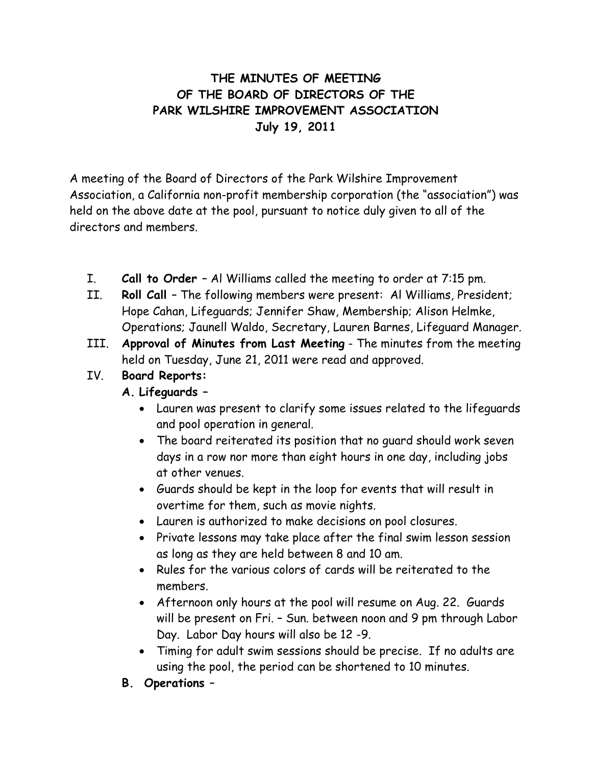# THE MINUTES OF MEETING
# OF THE BOARD OF DIRECTORS OF THE
# PARK WILSHIRE IMPROVEMENT ASSOCIATION
# July 19, 2011

A meeting of the Board of Directors of the Park Wilshire Improvement Association, a California non-profit membership corporation (the "association") was held on the above date at the pool, pursuant to notice duly given to all of the directors and members.

I. **Call to Order** – Al Williams called the meeting to order at 7:15 pm.

II. **Roll Call** – The following members were present: Al Williams, President; Hope Cahan, Lifeguards; Jennifer Shaw, Membership; Alison Helmke, Operations; Jaunell Waldo, Secretary, Lauren Barnes, Lifeguard Manager.

III. **Approval of Minutes from Last Meeting** - The minutes from the meeting held on Tuesday, June 21, 2011 were read and approved.

IV. **Board Reports:**

**A. Lifeguards –**

- Lauren was present to clarify some issues related to the lifeguards and pool operation in general.
- The board reiterated its position that no guard should work seven days in a row nor more than eight hours in one day, including jobs at other venues.
- Guards should be kept in the loop for events that will result in overtime for them, such as movie nights.
- Lauren is authorized to make decisions on pool closures.
- Private lessons may take place after the final swim lesson session as long as they are held between 8 and 10 am.
- Rules for the various colors of cards will be reiterated to the members.
- Afternoon only hours at the pool will resume on Aug. 22. Guards will be present on Fri. – Sun. between noon and 9 pm through Labor Day. Labor Day hours will also be 12 -9.
- Timing for adult swim sessions should be precise. If no adults are using the pool, the period can be shortened to 10 minutes.

**B. Operations –**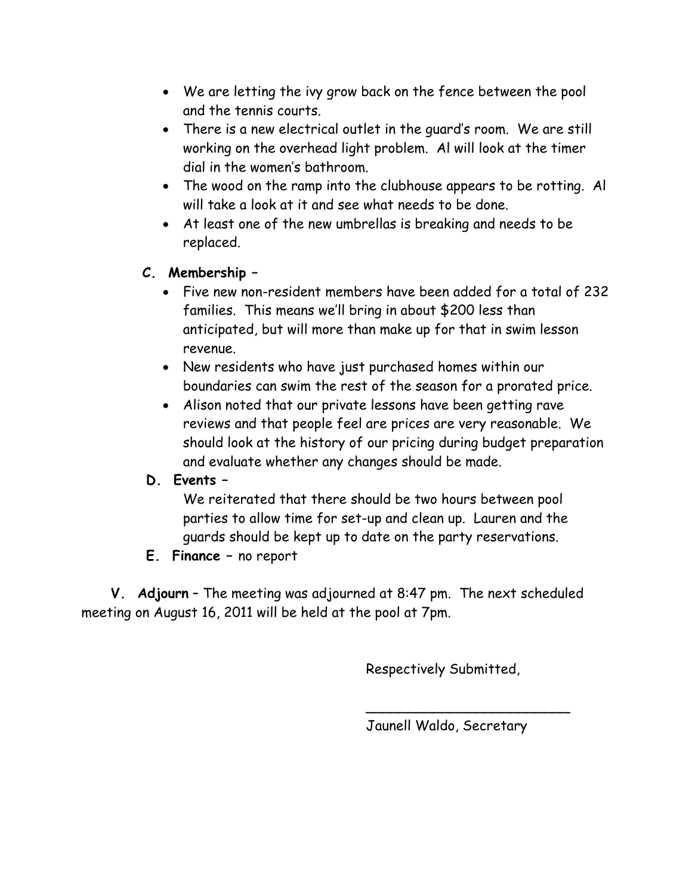- We are letting the ivy grow back on the fence between the pool and the tennis courts.
- There is a new electrical outlet in the guard's room. We are still working on the overhead light problem. Al will look at the timer dial in the women's bathroom.
- The wood on the ramp into the clubhouse appears to be rotting. Al will take a look at it and see what needs to be done.
- At least one of the new umbrellas is breaking and needs to be replaced.

**C. Membership** –

- Five new non-resident members have been added for a total of 232 families. This means we'll bring in about $200 less than anticipated, but will more than make up for that in swim lesson revenue.
- New residents who have just purchased homes within our boundaries can swim the rest of the season for a prorated price.
- Alison noted that our private lessons have been getting rave reviews and that people feel are prices are very reasonable. We should look at the history of our pricing during budget preparation and evaluate whether any changes should be made.

**D. Events** –

We reiterated that there should be two hours between pool parties to allow time for set-up and clean up. Lauren and the guards should be kept up to date on the party reservations.

**E. Finance** – no report

**V. Adjourn** – The meeting was adjourned at 8:47 pm. The next scheduled meeting on August 16, 2011 will be held at the pool at 7pm.

Respectively Submitted,

\_\_\_\_\_\_\_\_\_\_\_\_\_\_\_\_\_\_\_\_\_\_\_\_\_\_

Jaunell Waldo, Secretary